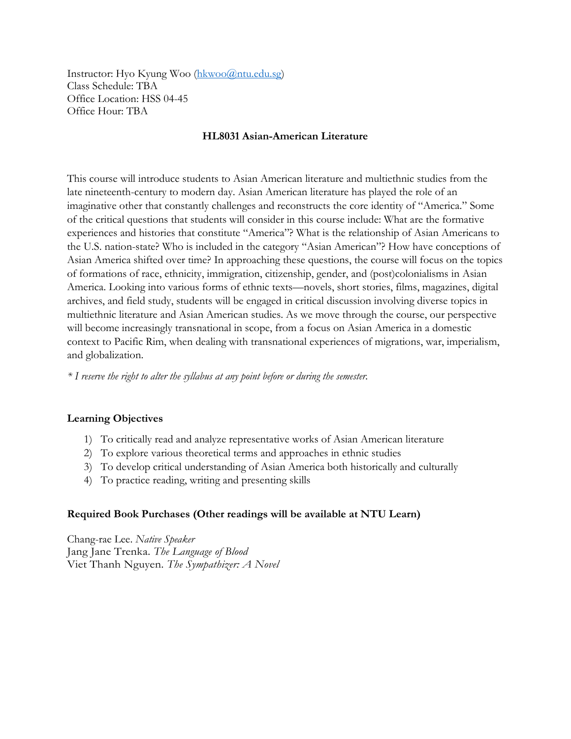Instructor: Hyo Kyung Woo (hkwoo@ntu.edu.sg)
Class Schedule: TBA
Office Location: HSS 04-45
Office Hour: TBA

**HL8031 Asian-American Literature**

This course will introduce students to Asian American literature and multiethnic studies from the late nineteenth-century to modern day. Asian American literature has played the role of an imaginative other that constantly challenges and reconstructs the core identity of "America." Some of the critical questions that students will consider in this course include: What are the formative experiences and histories that constitute "America"? What is the relationship of Asian Americans to the U.S. nation-state? Who is included in the category "Asian American"? How have conceptions of Asian America shifted over time? In approaching these questions, the course will focus on the topics of formations of race, ethnicity, immigration, citizenship, gender, and (post)colonialisms in Asian America. Looking into various forms of ethnic texts—novels, short stories, films, magazines, digital archives, and field study, students will be engaged in critical discussion involving diverse topics in multiethnic literature and Asian American studies. As we move through the course, our perspective will become increasingly transnational in scope, from a focus on Asian America in a domestic context to Pacific Rim, when dealing with transnational experiences of migrations, war, imperialism, and globalization.

*\* I reserve the right to alter the syllabus at any point before or during the semester.*

**Learning Objectives**

1) To critically read and analyze representative works of Asian American literature
2) To explore various theoretical terms and approaches in ethnic studies
3) To develop critical understanding of Asian America both historically and culturally
4) To practice reading, writing and presenting skills

**Required Book Purchases (Other readings will be available at NTU Learn)**

Chang-rae Lee. *Native Speaker*
Jang Jane Trenka. *The Language of Blood*
Viet Thanh Nguyen. *The Sympathizer: A Novel*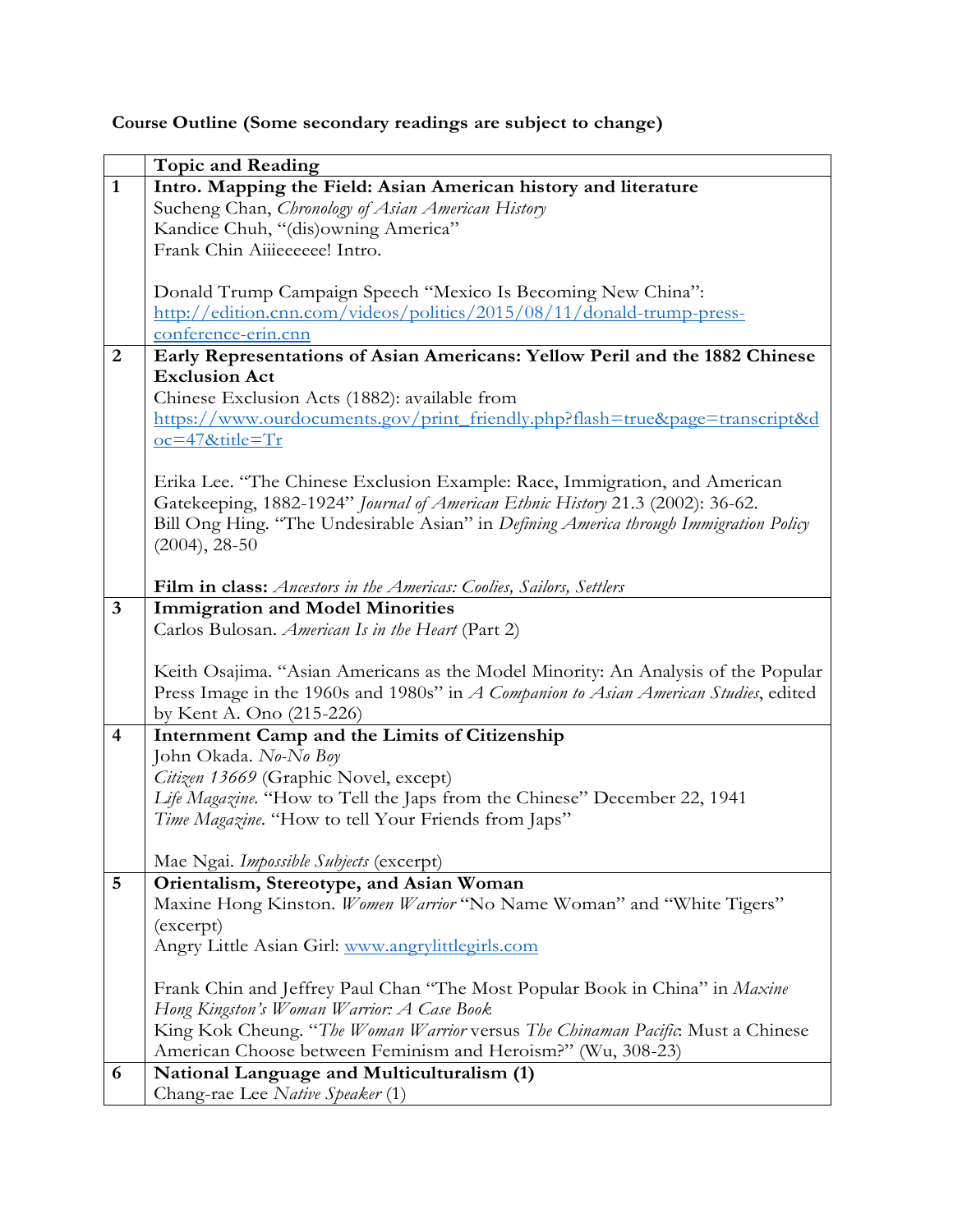**Course Outline (Some secondary readings are subject to change)**

| | Topic and Reading |
|---|---|
| 1 | **Intro. Mapping the Field: Asian American history and literature**<br>Sucheng Chan, *Chronology of Asian American History*<br>Kandice Chuh, "(dis)owning America"<br>Frank Chin Aiiieeeeee! Intro.<br><br>Donald Trump Campaign Speech "Mexico Is Becoming New China": [http://edition.cnn.com/videos/politics/2015/08/11/donald-trump-press-conference-erin.cnn](http://edition.cnn.com/videos/politics/2015/08/11/donald-trump-press-conference-erin.cnn) |
| 2 | **Early Representations of Asian Americans: Yellow Peril and the 1882 Chinese Exclusion Act**<br>Chinese Exclusion Acts (1882): available from [https://www.ourdocuments.gov/print_friendly.php?flash=true&page=transcript&doc=47&title=Tr](https://www.ourdocuments.gov/print_friendly.php?flash=true&page=transcript&doc=47&title=Tr)<br><br>Erika Lee. "The Chinese Exclusion Example: Race, Immigration, and American Gatekeeping, 1882-1924" *Journal of American Ethnic History* 21.3 (2002): 36-62.<br>Bill Ong Hing. "The Undesirable Asian" in *Defining America through Immigration Policy* (2004), 28-50<br><br>**Film in class:** *Ancestors in the Americas: Coolies, Sailors, Settlers* |
| 3 | **Immigration and Model Minorities**<br>Carlos Bulosan. *American Is in the Heart* (Part 2)<br><br>Keith Osajima. "Asian Americans as the Model Minority: An Analysis of the Popular Press Image in the 1960s and 1980s" in *A Companion to Asian American Studies*, edited by Kent A. Ono (215-226) |
| 4 | **Internment Camp and the Limits of Citizenship**<br>John Okada. *No-No Boy*<br>*Citizen 13669* (Graphic Novel, except)<br>*Life Magazine*. "How to Tell the Japs from the Chinese" December 22, 1941<br>*Time Magazine*. "How to tell Your Friends from Japs"<br><br>Mae Ngai. *Impossible Subjects* (excerpt) |
| 5 | **Orientalism, Stereotype, and Asian Woman**<br>Maxine Hong Kinston. *Women Warrior* "No Name Woman" and "White Tigers" (excerpt)<br>Angry Little Asian Girl: [www.angrylittlegirls.com](www.angrylittlegirls.com)<br><br>Frank Chin and Jeffrey Paul Chan "The Most Popular Book in China" in *Maxine Hong Kingston's Woman Warrior: A Case Book*<br>King Kok Cheung. "*The Woman Warrior* versus *The Chinaman Pacific*: Must a Chinese American Choose between Feminism and Heroism?" (Wu, 308-23) |
| 6 | **National Language and Multiculturalism (1)**<br>Chang-rae Lee *Native Speaker* (1) |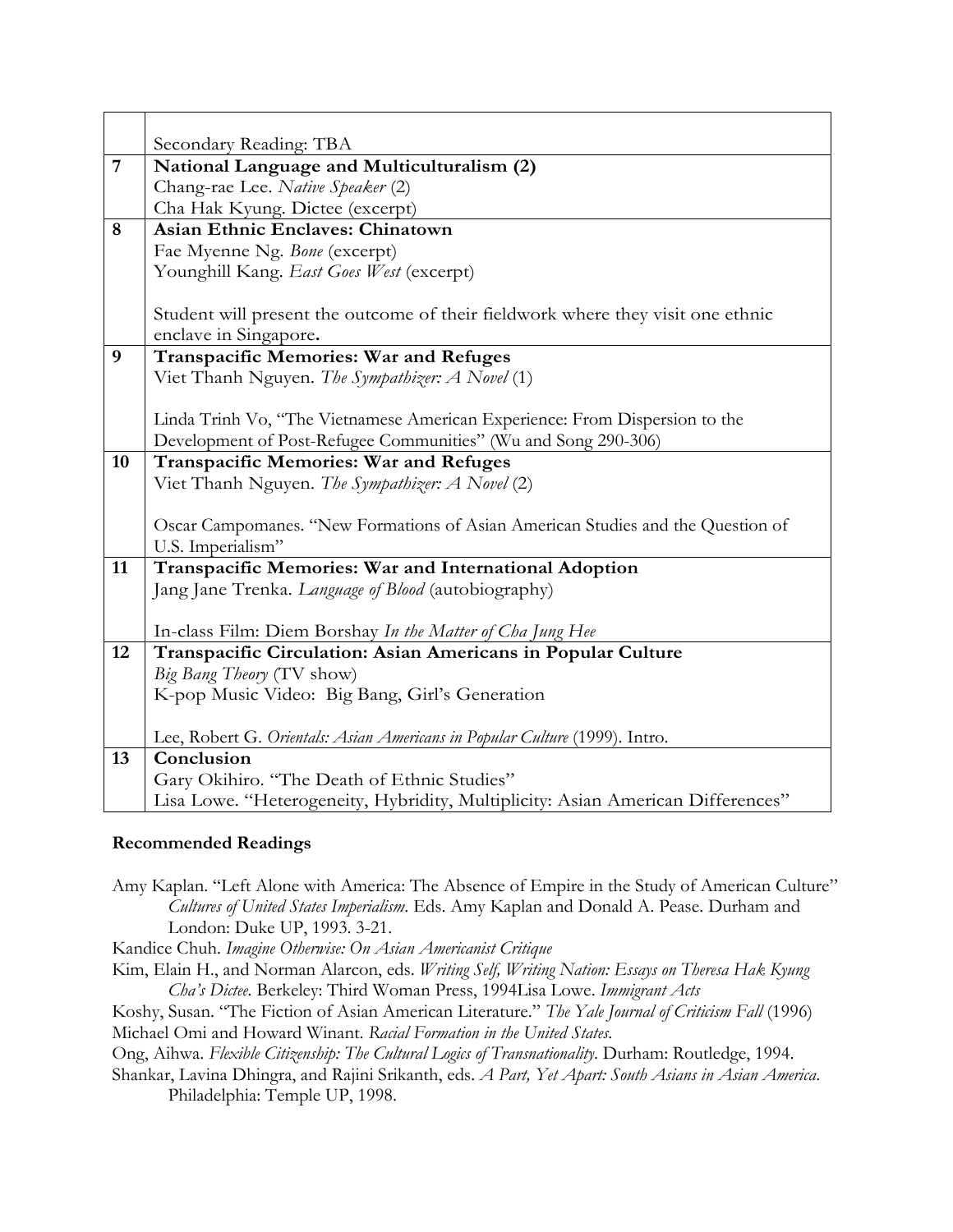| | |
|---|---|
| | Secondary Reading: TBA |
| **7** | **National Language and Multiculturalism (2)**<br>Chang-rae Lee. *Native Speaker* (2)<br>Cha Hak Kyung. Dictee (excerpt) |
| **8** | **Asian Ethnic Enclaves: Chinatown**<br>Fae Myenne Ng. *Bone* (excerpt)<br>Younghill Kang. *East Goes West* (excerpt)<br><br>Student will present the outcome of their fieldwork where they visit one ethnic enclave in Singapore**.** |
| **9** | **Transpacific Memories: War and Refuges**<br>Viet Thanh Nguyen. *The Sympathizer: A Novel* (1)<br><br>Linda Trinh Vo, "The Vietnamese American Experience: From Dispersion to the Development of Post-Refugee Communities" (Wu and Song 290-306) |
| **10** | **Transpacific Memories: War and Refuges**<br>Viet Thanh Nguyen. *The Sympathizer: A Novel* (2)<br><br>Oscar Campomanes. "New Formations of Asian American Studies and the Question of U.S. Imperialism" |
| **11** | **Transpacific Memories: War and International Adoption**<br>Jang Jane Trenka. *Language of Blood* (autobiography)<br><br>In-class Film: Diem Borshay *In the Matter of Cha Jung Hee* |
| **12** | **Transpacific Circulation: Asian Americans in Popular Culture**<br>*Big Bang Theory* (TV show)<br>K-pop Music Video: Big Bang, Girl's Generation<br><br>Lee, Robert G. *Orientals: Asian Americans in Popular Culture* (1999). Intro. |
| **13** | **Conclusion**<br>Gary Okihiro. "The Death of Ethnic Studies"<br>Lisa Lowe. "Heterogeneity, Hybridity, Multiplicity: Asian American Differences" |

### Recommended Readings

Amy Kaplan. "Left Alone with America: The Absence of Empire in the Study of American Culture" *Cultures of United States Imperialism*. Eds. Amy Kaplan and Donald A. Pease. Durham and London: Duke UP, 1993. 3-21.

Kandice Chuh. *Imagine Otherwise: On Asian Americanist Critique*

Kim, Elain H., and Norman Alarcon, eds. *Writing Self, Writing Nation: Essays on Theresa Hak Kyung Cha's Dictee.* Berkeley: Third Woman Press, 1994Lisa Lowe. *Immigrant Acts*

Koshy, Susan. "The Fiction of Asian American Literature." *The Yale Journal of Criticism Fall* (1996)

Michael Omi and Howard Winant. *Racial Formation in the United States*.

Ong, Aihwa. *Flexible Citizenship: The Cultural Logics of Transnationality*. Durham: Routledge, 1994.

Shankar, Lavina Dhingra, and Rajini Srikanth, eds. *A Part, Yet Apart: South Asians in Asian America.* Philadelphia: Temple UP, 1998.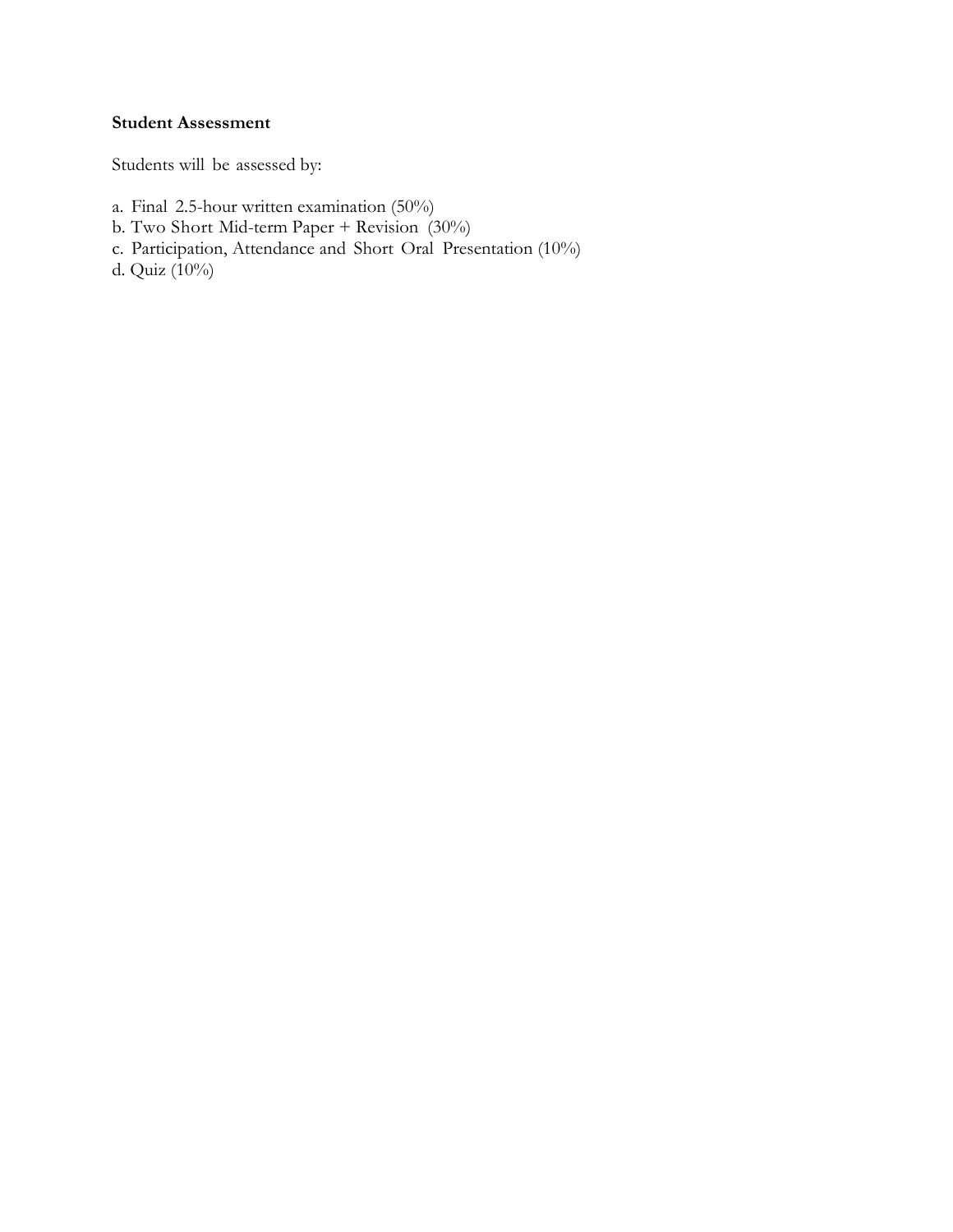**Student Assessment**

Students will be assessed by:

a. Final 2.5-hour written examination (50%)
b. Two Short Mid-term Paper + Revision (30%)
c. Participation, Attendance and Short Oral Presentation (10%)
d. Quiz (10%)